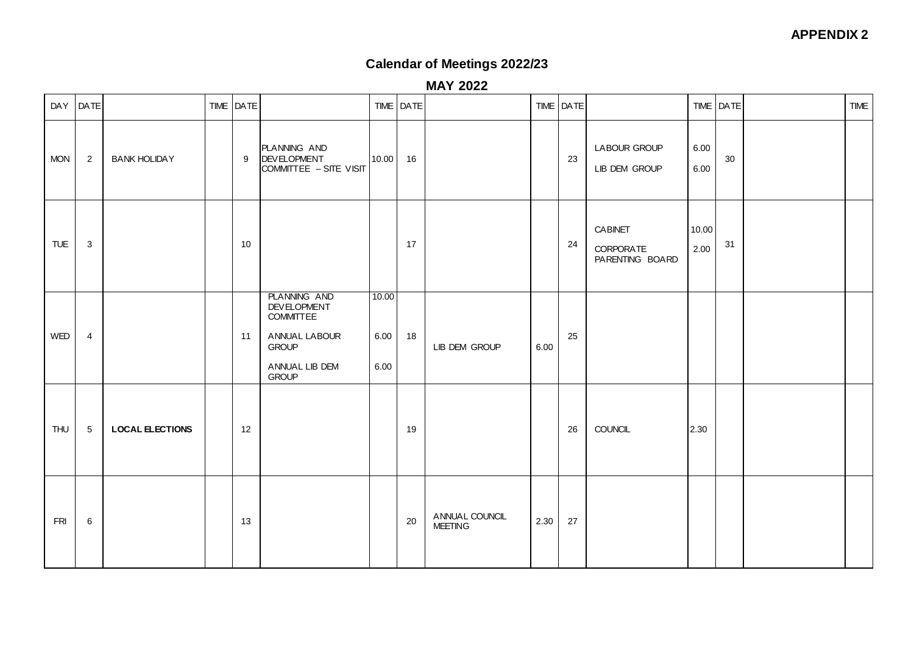**APPENDIX 2**

## Calendar of Meetings 2022/23

### MAY 2022

| DAY | DATE | | TIME | DATE | | TIME | DATE | | TIME | DATE | | TIME | DATE | | TIME |
|---|---|---|---|---|---|---|---|---|---|---|---|---|---|---|---|
| MON | 2 | BANK HOLIDAY | | 9 | PLANNING AND DEVELOPMENT COMMITTEE – SITE VISIT | 10.00 | 16 | | | 23 | LABOUR GROUP<br>LIB DEM GROUP | 6.00<br>6.00 | 30 | | |
| TUE | 3 | | | 10 | | | 17 | | | 24 | CABINET<br>CORPORATE PARENTING BOARD | 10.00<br>2.00 | 31 | | |
| WED | 4 | | | 11 | PLANNING AND DEVELOPMENT COMMITTEE<br>ANNUAL LABOUR GROUP<br>ANNUAL LIB DEM GROUP | 10.00<br>6.00<br>6.00 | 18 | LIB DEM GROUP | 6.00 | 25 | | | | | |
| THU | 5 | **LOCAL ELECTIONS** | | 12 | | | 19 | | | 26 | COUNCIL | 2.30 | | | |
| FRI | 6 | | | 13 | | | 20 | ANNUAL COUNCIL MEETING | 2.30 | 27 | | | | | |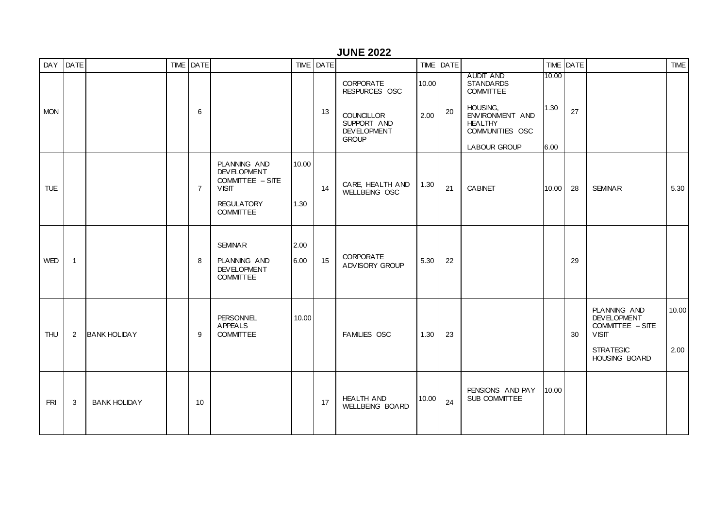## JUNE 2022

| DAY | DATE | | TIME | DATE | | TIME | DATE | | TIME | DATE | | TIME | DATE | | TIME |
|---|---|---|---|---|---|---|---|---|---|---|---|---|---|---|---|
| MON | | | | 6 | | | 13 | CORPORATE RESPURCES OSC<br><br>COUNCILLOR SUPPORT AND DEVELOPMENT GROUP | 10.00<br><br>2.00 | 20 | AUDIT AND STANDARDS COMMITTEE<br><br>HOUSING, ENVIRONMENT AND HEALTHY COMMUNITIES OSC<br><br>LABOUR GROUP | 10.00<br><br>1.30<br><br>6.00 | 27 | | |
| TUE | | | | 7 | PLANNING AND DEVELOPMENT COMMITTEE – SITE VISIT<br><br>REGULATORY COMMITTEE | 10.00<br><br>1.30 | 14 | CARE, HEALTH AND WELLBEING OSC | 1.30 | 21 | CABINET | 10.00 | 28 | SEMINAR | 5.30 |
| WED | 1 | | | 8 | SEMINAR<br><br>PLANNING AND DEVELOPMENT COMMITTEE | 2.00<br><br>6.00 | 15 | CORPORATE ADVISORY GROUP | 5.30 | 22 | | | 29 | | |
| THU | 2 | BANK HOLIDAY | | 9 | PERSONNEL APPEALS COMMITTEE | 10.00 | | FAMILIES OSC | 1.30 | 23 | | | 30 | PLANNING AND DEVELOPMENT COMMITTEE – SITE VISIT<br><br>STRATEGIC HOUSING BOARD | 10.00<br><br>2.00 |
| FRI | 3 | BANK HOLIDAY | | 10 | | | 17 | HEALTH AND WELLBEING BOARD | 10.00 | 24 | PENSIONS AND PAY SUB COMMITTEE | 10.00 | | | |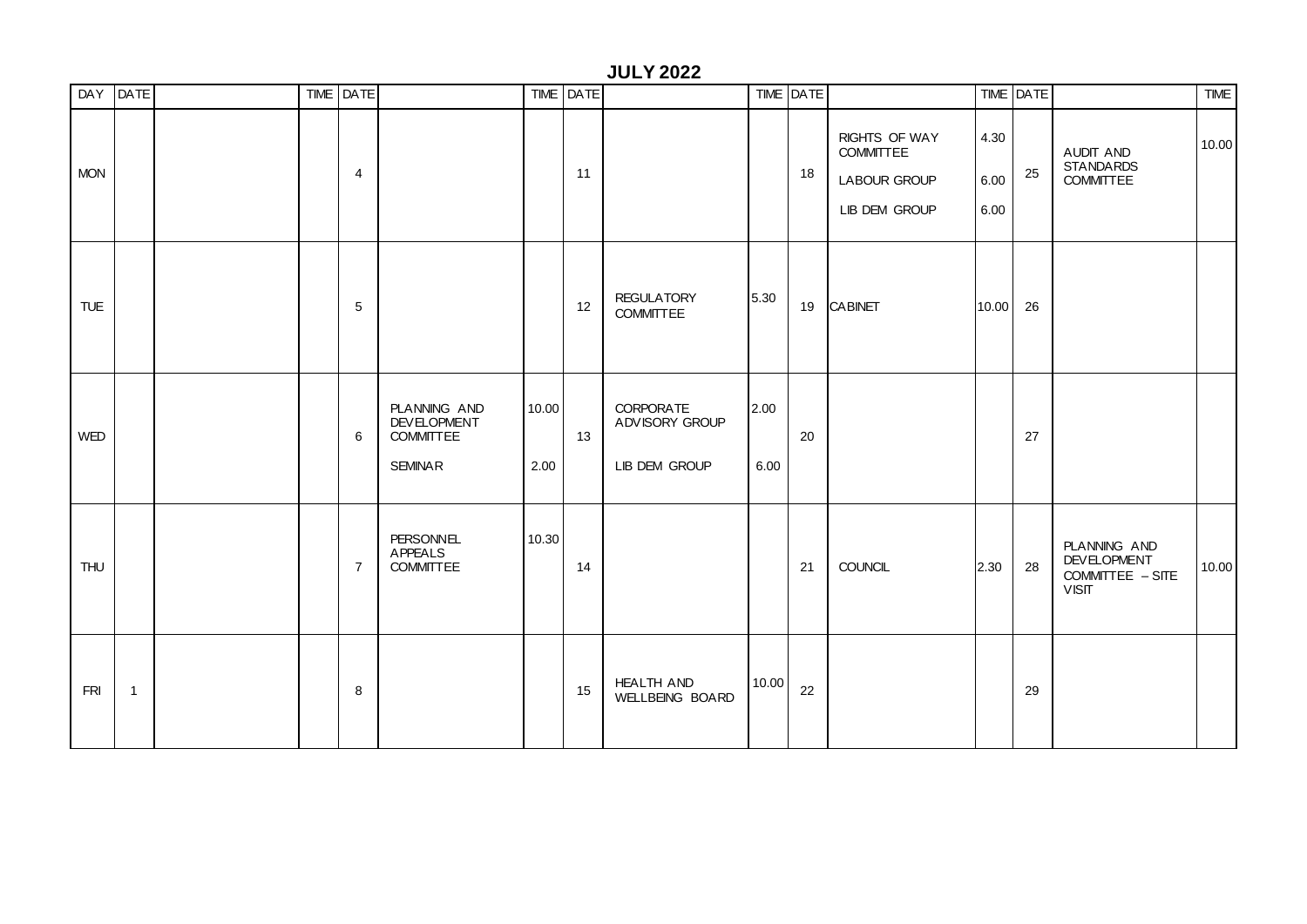# JULY 2022

| DAY | DATE | | TIME | DATE | | TIME | DATE | | TIME | DATE | | TIME | DATE | | TIME |
|---|---|---|---|---|---|---|---|---|---|---|---|---|---|---|---|
| MON | | | | 4 | | | 11 | | | 18 | RIGHTS OF WAY COMMITTEE<br>LABOUR GROUP<br>LIB DEM GROUP | 4.30<br>6.00<br>6.00 | 25 | AUDIT AND STANDARDS COMMITTEE | 10.00 |
| TUE | | | | 5 | | | 12 | REGULATORY COMMITTEE | 5.30 | 19 | CABINET | 10.00 | 26 | | |
| WED | | | | 6 | PLANNING AND DEVELOPMENT COMMITTEE<br>SEMINAR | 10.00<br>2.00 | 13 | CORPORATE ADVISORY GROUP<br>LIB DEM GROUP | 2.00<br>6.00 | 20 | | | 27 | | |
| THU | | | | 7 | PERSONNEL APPEALS COMMITTEE | 10.30 | 14 | | | 21 | COUNCIL | 2.30 | 28 | PLANNING AND DEVELOPMENT COMMITTEE – SITE VISIT | 10.00 |
| FRI | 1 | | | 8 | | | 15 | HEALTH AND WELLBEING BOARD | 10.00 | 22 | | | 29 | | |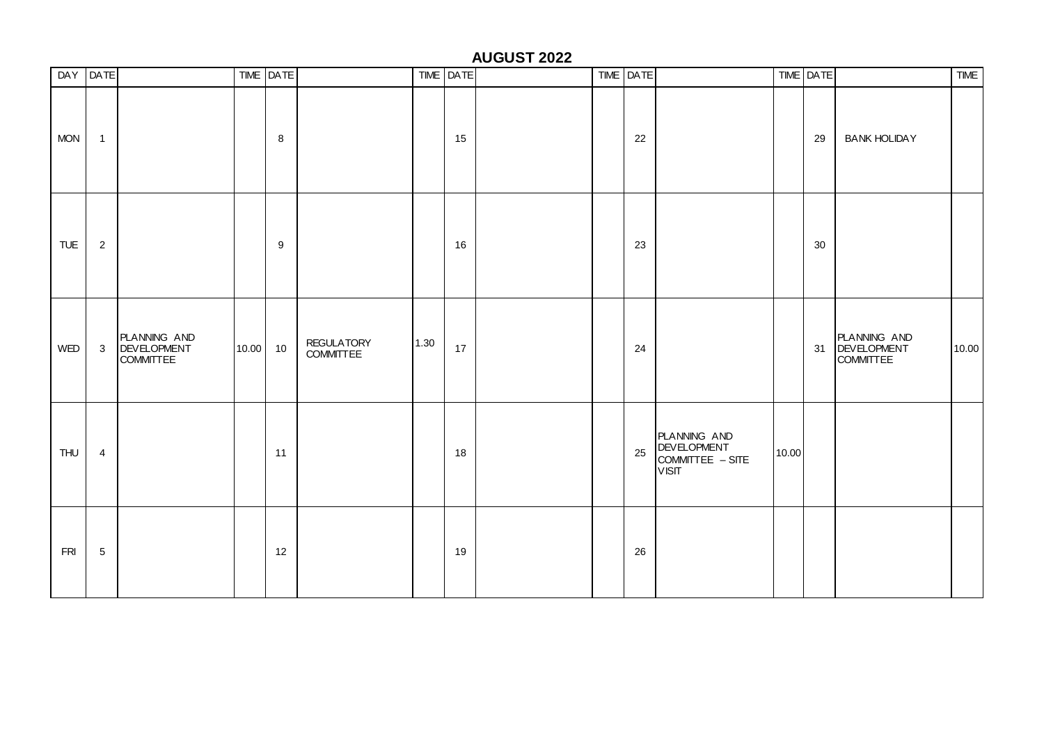## AUGUST 2022

| DAY | DATE | | TIME | DATE | | TIME | DATE | | TIME | DATE | | TIME | DATE | | TIME |
|---|---|---|---|---|---|---|---|---|---|---|---|---|---|---|---|
| MON | 1 | | | 8 | | | 15 | | | 22 | | | 29 | BANK HOLIDAY | |
| TUE | 2 | | | 9 | | | 16 | | | 23 | | | 30 | | |
| WED | 3 | PLANNING AND DEVELOPMENT COMMITTEE | 10.00 | 10 | REGULATORY COMMITTEE | 1.30 | 17 | | | 24 | | | 31 | PLANNING AND DEVELOPMENT COMMITTEE | 10.00 |
| THU | 4 | | | 11 | | | 18 | | | 25 | PLANNING AND DEVELOPMENT COMMITTEE – SITE VISIT | 10.00 | | | |
| FRI | 5 | | | 12 | | | 19 | | | 26 | | | | | |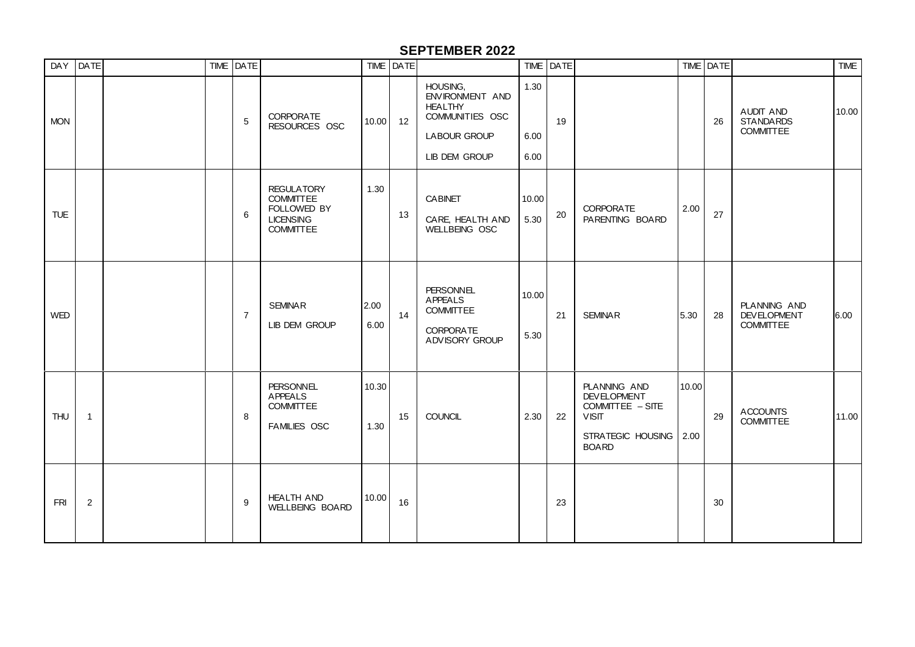## SEPTEMBER 2022

| DAY | DATE | | TIME | DATE | | TIME | DATE | | TIME | DATE | | TIME | DATE | | TIME |
|---|---|---|---|---|---|---|---|---|---|---|---|---|---|---|---|
| MON | | | | 5 | CORPORATE RESOURCES OSC | 10.00 | 12 | HOUSING, ENVIRONMENT AND HEALTHY COMMUNITIES OSC<br><br>LABOUR GROUP<br><br>LIB DEM GROUP | 1.30<br><br>6.00<br><br>6.00 | 19 | | | 26 | AUDIT AND STANDARDS COMMITTEE | 10.00 |
| TUE | | | | 6 | REGULATORY COMMITTEE FOLLOWED BY LICENSING COMMITTEE | 1.30 | 13 | CABINET<br><br>CARE, HEALTH AND WELLBEING OSC | 10.00<br><br>5.30 | 20 | CORPORATE PARENTING BOARD | 2.00 | 27 | | |
| WED | | | | 7 | SEMINAR<br><br>LIB DEM GROUP | 2.00<br><br>6.00 | 14 | PERSONNEL APPEALS COMMITTEE<br><br>CORPORATE ADVISORY GROUP | 10.00<br><br>5.30 | 21 | SEMINAR | 5.30 | 28 | PLANNING AND DEVELOPMENT COMMITTEE | 6.00 |
| THU | 1 | | | 8 | PERSONNEL APPEALS COMMITTEE<br><br>FAMILIES OSC | 10.30<br><br>1.30 | 15 | COUNCIL | 2.30 | 22 | PLANNING AND DEVELOPMENT COMMITTEE – SITE VISIT<br><br>STRATEGIC HOUSING BOARD | 10.00<br><br>2.00 | 29 | ACCOUNTS COMMITTEE | 11.00 |
| FRI | 2 | | | 9 | HEALTH AND WELLBEING BOARD | 10.00 | 16 | | | 23 | | | 30 | | |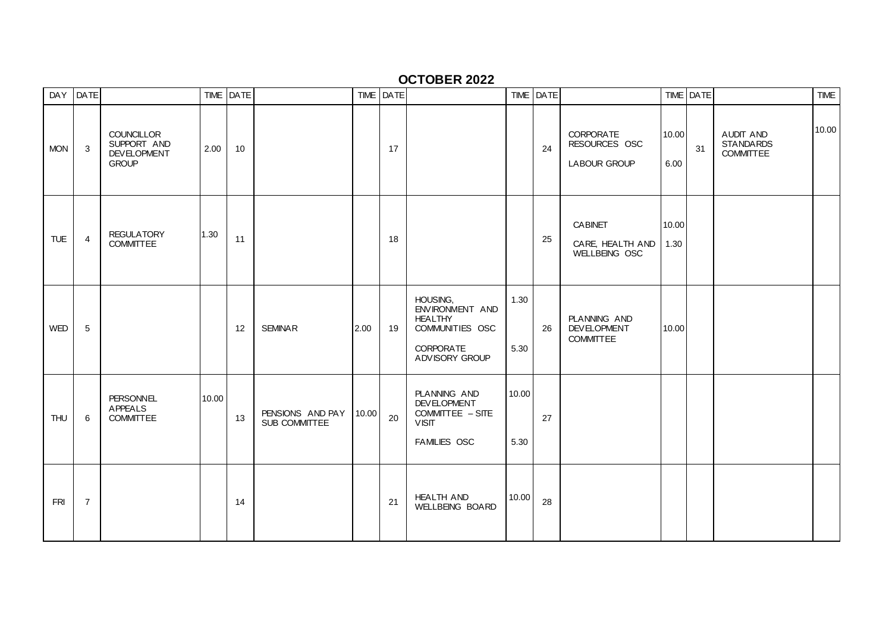# OCTOBER 2022

| DAY | DATE | | TIME | DATE | | TIME | DATE | | TIME | DATE | | TIME | DATE | | TIME |
|---|---|---|---|---|---|---|---|---|---|---|---|---|---|---|---|
| MON | 3 | COUNCILLOR SUPPORT AND DEVELOPMENT GROUP | 2.00 | 10 | | | 17 | | | 24 | CORPORATE RESOURCES OSC<br><br>LABOUR GROUP | 10.00<br><br>6.00 | 31 | AUDIT AND STANDARDS COMMITTEE | 10.00 |
| TUE | 4 | REGULATORY COMMITTEE | 1.30 | 11 | | | 18 | | | 25 | CABINET<br><br>CARE, HEALTH AND WELLBEING OSC | 10.00<br><br>1.30 | | | |
| WED | 5 | | | 12 | SEMINAR | 2.00 | 19 | HOUSING, ENVIRONMENT AND HEALTHY COMMUNITIES OSC<br><br>CORPORATE ADVISORY GROUP | 1.30<br><br>5.30 | 26 | PLANNING AND DEVELOPMENT COMMITTEE | 10.00 | | | |
| THU | 6 | PERSONNEL APPEALS COMMITTEE | 10.00 | 13 | PENSIONS AND PAY SUB COMMITTEE | 10.00 | 20 | PLANNING AND DEVELOPMENT COMMITTEE – SITE VISIT<br><br>FAMILIES OSC | 10.00<br><br>5.30 | 27 | | | | | |
| FRI | 7 | | | 14 | | | 21 | HEALTH AND WELLBEING BOARD | 10.00 | 28 | | | | | |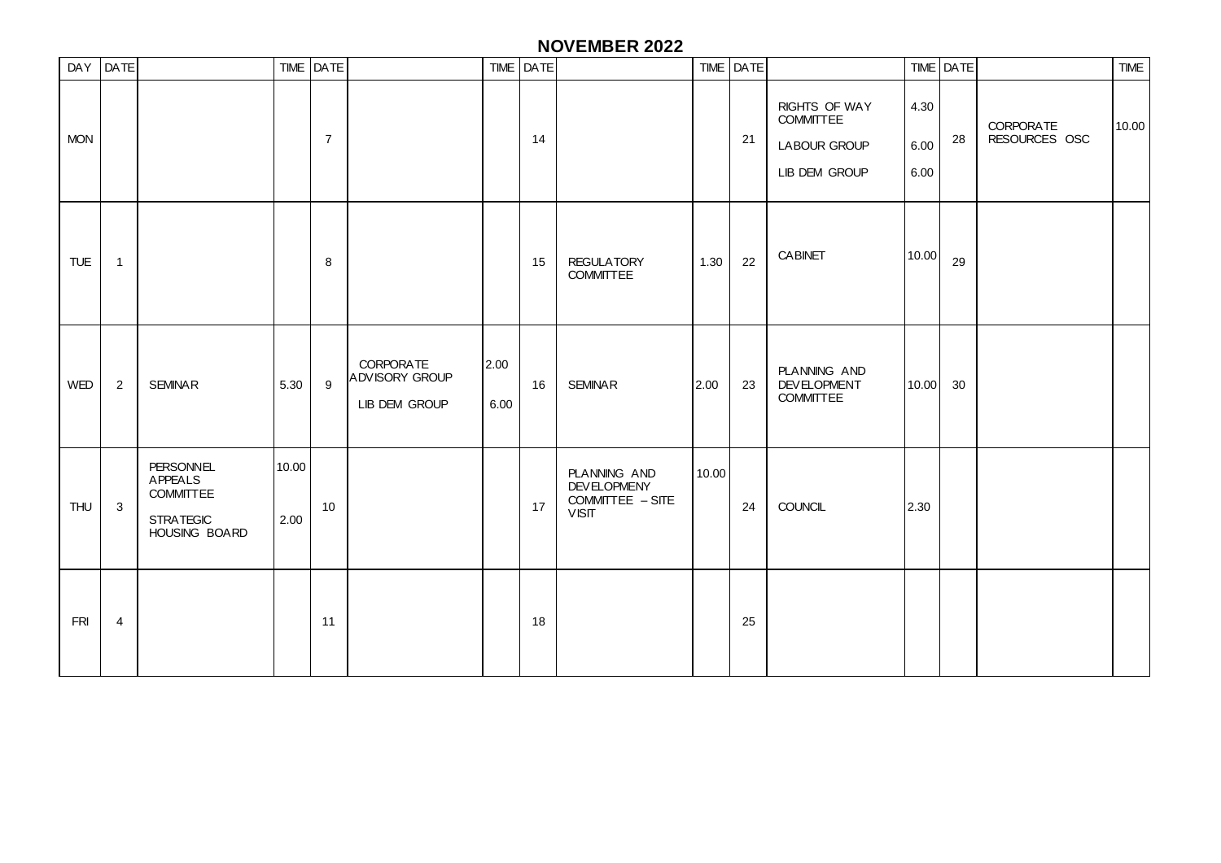## NOVEMBER 2022

| DAY | DATE | | TIME | DATE | | TIME | DATE | | TIME | DATE | | TIME | DATE | | TIME |
|---|---|---|---|---|---|---|---|---|---|---|---|---|---|---|---|
| MON | | | | 7 | | | 14 | | | 21 | RIGHTS OF WAY COMMITTEE<br>LABOUR GROUP<br>LIB DEM GROUP | 4.30<br>6.00<br>6.00 | 28 | CORPORATE RESOURCES OSC | 10.00 |
| TUE | 1 | | | 8 | | | 15 | REGULATORY COMMITTEE | 1.30 | 22 | CABINET | 10.00 | 29 | | |
| WED | 2 | SEMINAR | 5.30 | 9 | CORPORATE ADVISORY GROUP<br>LIB DEM GROUP | 2.00<br>6.00 | 16 | SEMINAR | 2.00 | 23 | PLANNING AND DEVELOPMENT COMMITTEE | 10.00 | 30 | | |
| THU | 3 | PERSONNEL APPEALS COMMITTEE<br>STRATEGIC HOUSING BOARD | 10.00<br>2.00 | 10 | | | 17 | PLANNING AND DEVELOPMENY COMMITTEE – SITE VISIT | 10.00 | 24 | COUNCIL | 2.30 | | | |
| FRI | 4 | | | 11 | | | 18 | | | 25 | | | | | |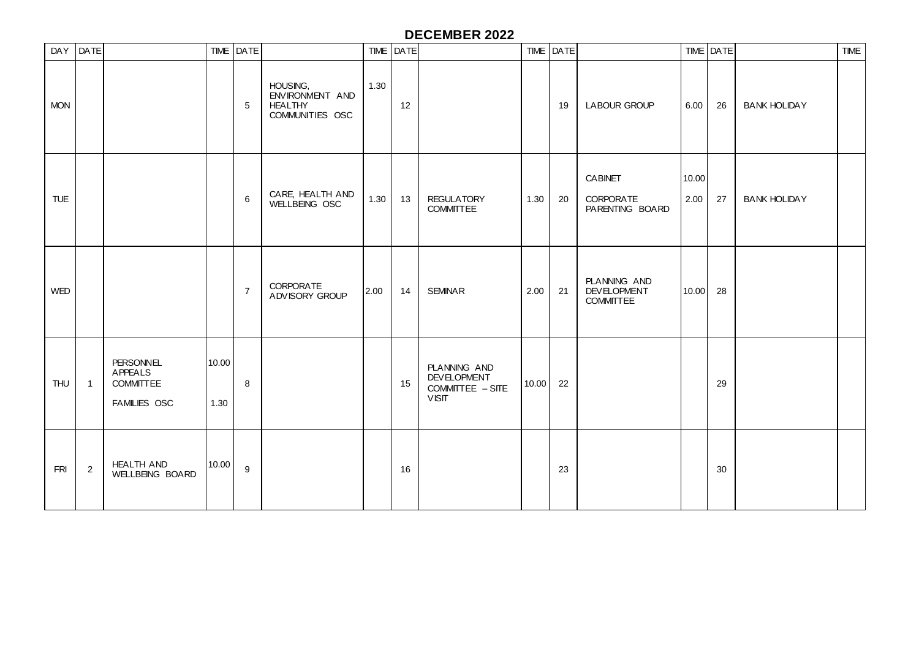# DECEMBER 2022

| DAY | DATE | | TIME | DATE | | TIME | DATE | | TIME | DATE | | TIME | DATE | | TIME |
|---|---|---|---|---|---|---|---|---|---|---|---|---|---|---|---|
| MON | | | | 5 | HOUSING, ENVIRONMENT AND HEALTHY COMMUNITIES OSC | 1.30 | 12 | | | 19 | LABOUR GROUP | 6.00 | 26 | BANK HOLIDAY | |
| TUE | | | | 6 | CARE, HEALTH AND WELLBEING OSC | 1.30 | 13 | REGULATORY COMMITTEE | 1.30 | 20 | CABINET<br>CORPORATE PARENTING BOARD | 10.00<br>2.00 | 27 | BANK HOLIDAY | |
| WED | | | | 7 | CORPORATE ADVISORY GROUP | 2.00 | 14 | SEMINAR | 2.00 | 21 | PLANNING AND DEVELOPMENT COMMITTEE | 10.00 | 28 | | |
| THU | 1 | PERSONNEL APPEALS COMMITTEE<br>FAMILIES OSC | 10.00<br>1.30 | 8 | | | 15 | PLANNING AND DEVELOPMENT COMMITTEE – SITE VISIT | 10.00 | 22 | | | 29 | | |
| FRI | 2 | HEALTH AND WELLBEING BOARD | 10.00 | 9 | | | 16 | | | 23 | | | 30 | | |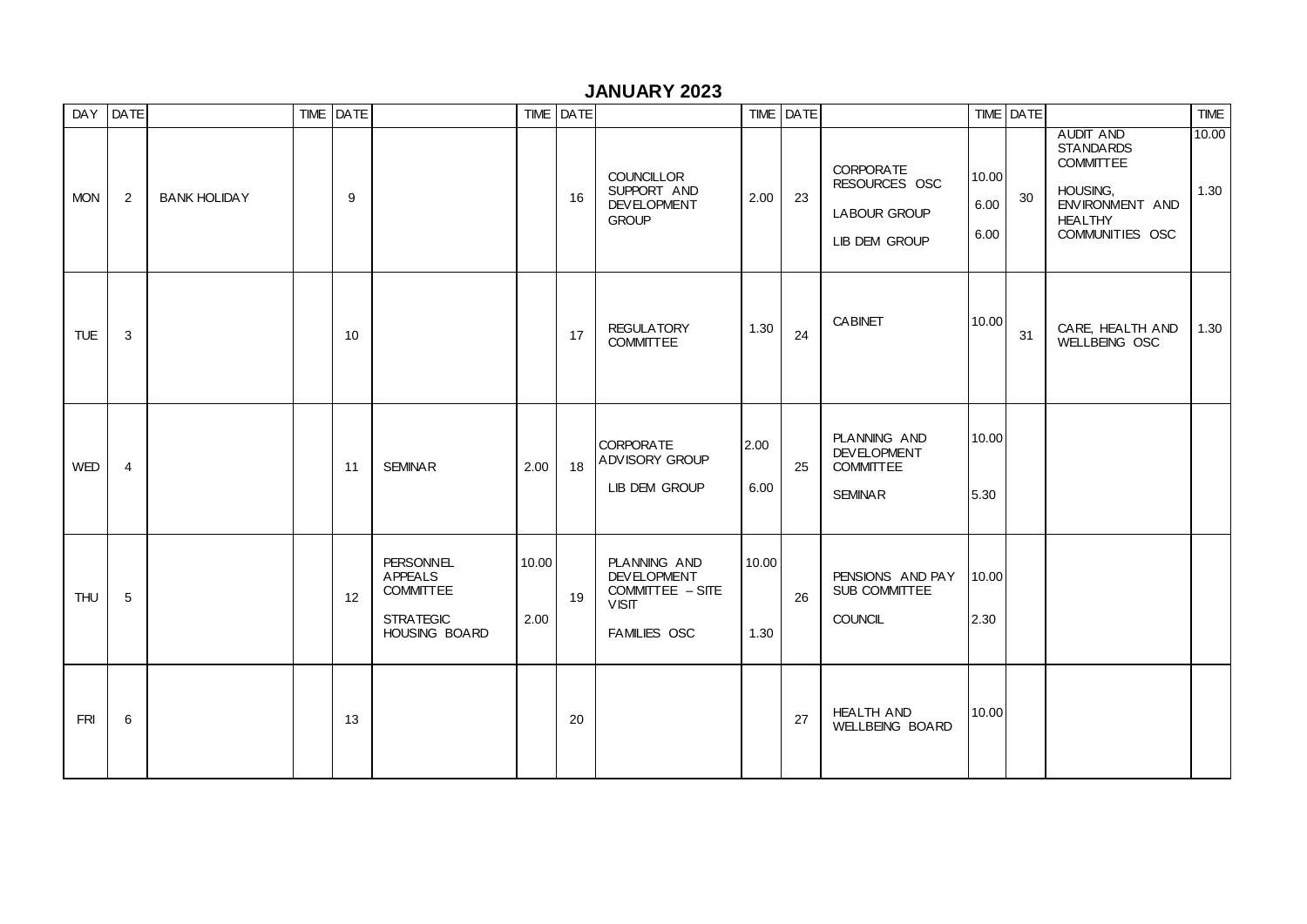# JANUARY 2023

| DAY | DATE | | TIME | DATE | | TIME | DATE | | TIME | DATE | | TIME | DATE | | TIME |
|---|---|---|---|---|---|---|---|---|---|---|---|---|---|---|---|
| MON | 2 | BANK HOLIDAY | | 9 | | | 16 | COUNCILLOR SUPPORT AND DEVELOPMENT GROUP | 2.00 | 23 | CORPORATE RESOURCES OSC<br><br>LABOUR GROUP<br><br>LIB DEM GROUP | 10.00<br><br>6.00<br><br>6.00 | 30 | AUDIT AND STANDARDS COMMITTEE<br><br>HOUSING, ENVIRONMENT AND HEALTHY COMMUNITIES OSC | 10.00<br><br>1.30 |
| TUE | 3 | | | 10 | | | 17 | REGULATORY COMMITTEE | 1.30 | 24 | CABINET | 10.00 | 31 | CARE, HEALTH AND WELLBEING OSC | 1.30 |
| WED | 4 | | | 11 | SEMINAR | 2.00 | 18 | CORPORATE ADVISORY GROUP<br><br>LIB DEM GROUP | 2.00<br><br>6.00 | 25 | PLANNING AND DEVELOPMENT COMMITTEE<br><br>SEMINAR | 10.00<br><br>5.30 | | | |
| THU | 5 | | | 12 | PERSONNEL APPEALS COMMITTEE<br><br>STRATEGIC HOUSING BOARD | 10.00<br><br>2.00 | 19 | PLANNING AND DEVELOPMENT COMMITTEE – SITE VISIT<br><br>FAMILIES OSC | 10.00<br><br>1.30 | 26 | PENSIONS AND PAY SUB COMMITTEE<br><br>COUNCIL | 10.00<br><br>2.30 | | | |
| FRI | 6 | | | 13 | | | 20 | | | 27 | HEALTH AND WELLBEING BOARD | 10.00 | | | |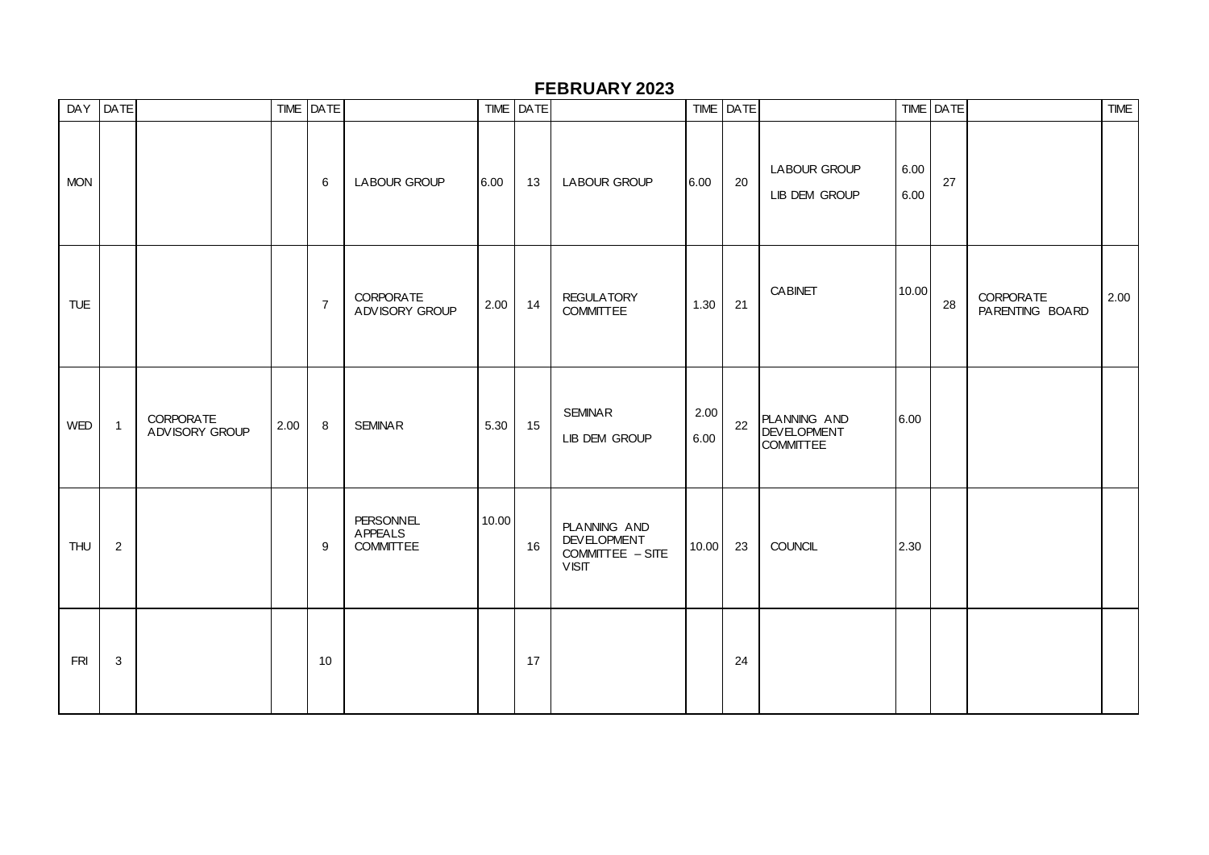# FEBRUARY 2023

| DAY | DATE | | TIME | DATE | | TIME | DATE | | TIME | DATE | | TIME | DATE | | TIME |
|---|---|---|---|---|---|---|---|---|---|---|---|---|---|---|---|
| MON | | | | 6 | LABOUR GROUP | 6.00 | 13 | LABOUR GROUP | 6.00 | 20 | LABOUR GROUP<br>LIB DEM GROUP | 6.00<br>6.00 | 27 | | |
| TUE | | | | 7 | CORPORATE ADVISORY GROUP | 2.00 | 14 | REGULATORY COMMITTEE | 1.30 | 21 | CABINET | 10.00 | 28 | CORPORATE PARENTING BOARD | 2.00 |
| WED | 1 | CORPORATE ADVISORY GROUP | 2.00 | 8 | SEMINAR | 5.30 | 15 | SEMINAR<br>LIB DEM GROUP | 2.00<br>6.00 | 22 | PLANNING AND DEVELOPMENT COMMITTEE | 6.00 | | | |
| THU | 2 | | | 9 | PERSONNEL APPEALS COMMITTEE | 10.00 | 16 | PLANNING AND DEVELOPMENT COMMITTEE – SITE VISIT | 10.00 | 23 | COUNCIL | 2.30 | | | |
| FRI | 3 | | | 10 | | | 17 | | | 24 | | | | | |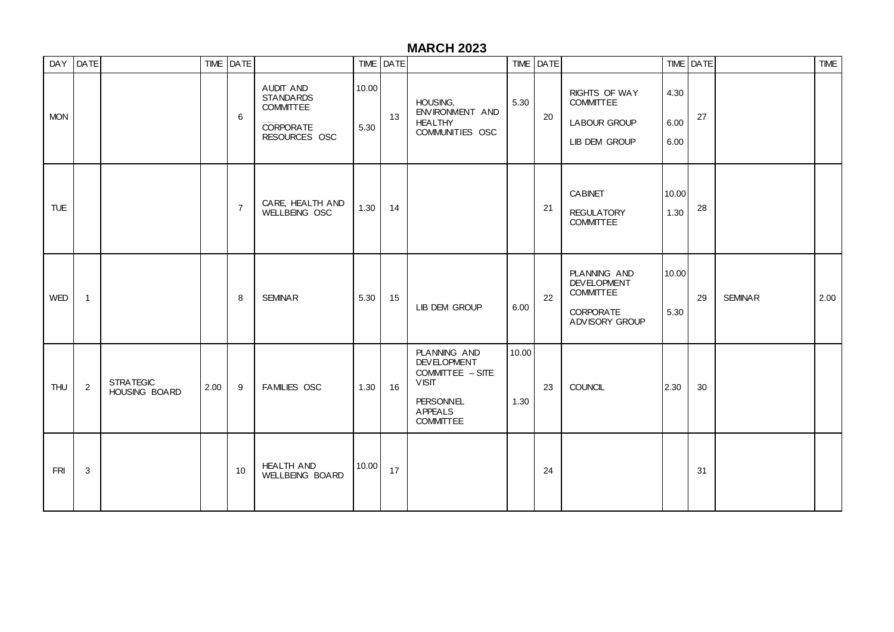# MARCH 2023

| DAY | DATE | | TIME | DATE | | TIME | DATE | | TIME | DATE | | TIME | DATE | | TIME |
|---|---|---|---|---|---|---|---|---|---|---|---|---|---|---|---|
| MON | | | | 6 | AUDIT AND STANDARDS COMMITTEE<br><br>CORPORATE RESOURCES OSC | 10.00<br><br>5.30 | 13 | HOUSING, ENVIRONMENT AND HEALTHY COMMUNITIES OSC | 5.30 | 20 | RIGHTS OF WAY COMMITTEE<br><br>LABOUR GROUP<br><br>LIB DEM GROUP | 4.30<br><br>6.00<br><br>6.00 | 27 | | |
| TUE | | | | 7 | CARE, HEALTH AND WELLBEING OSC | 1.30 | 14 | | | 21 | CABINET<br><br>REGULATORY COMMITTEE | 10.00<br><br>1.30 | 28 | | |
| WED | 1 | | | 8 | SEMINAR | 5.30 | 15 | LIB DEM GROUP | 6.00 | 22 | PLANNING AND DEVELOPMENT COMMITTEE<br><br>CORPORATE ADVISORY GROUP | 10.00<br><br>5.30 | 29 | SEMINAR | 2.00 |
| THU | 2 | STRATEGIC HOUSING BOARD | 2.00 | 9 | FAMILIES OSC | 1.30 | 16 | PLANNING AND DEVELOPMENT COMMITTEE – SITE VISIT<br><br>PERSONNEL APPEALS COMMITTEE | 10.00<br><br>1.30 | 23 | COUNCIL | 2.30 | 30 | | |
| FRI | 3 | | | 10 | HEALTH AND WELLBEING BOARD | 10.00 | 17 | | | 24 | | | 31 | | |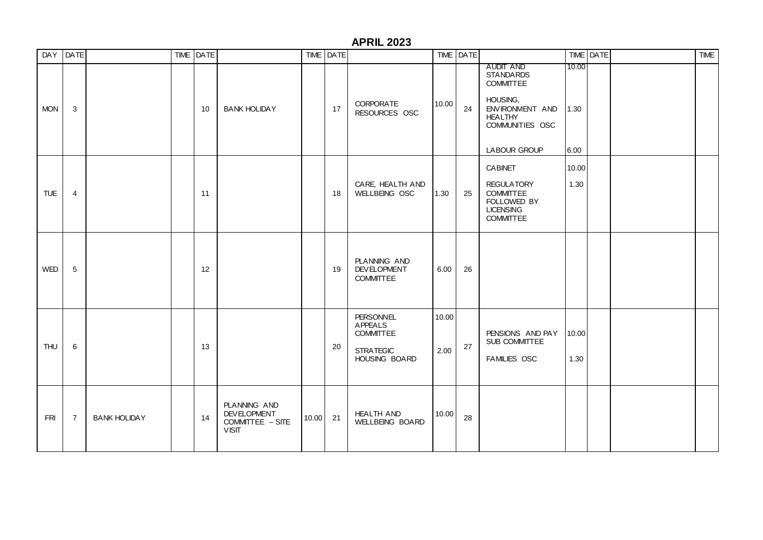## APRIL 2023

| DAY | DATE | | TIME | DATE | | TIME | DATE | | TIME | DATE | | TIME | DATE | | TIME |
|---|---|---|---|---|---|---|---|---|---|---|---|---|---|---|---|
| MON | 3 | | | 10 | BANK HOLIDAY | | 17 | CORPORATE RESOURCES OSC | 10.00 | 24 | AUDIT AND STANDARDS COMMITTEE<br><br>HOUSING, ENVIRONMENT AND HEALTHY COMMUNITIES OSC<br><br>LABOUR GROUP | 10.00<br><br>1.30<br><br>6.00 | | | |
| TUE | 4 | | | 11 | | | 18 | CARE, HEALTH AND WELLBEING OSC | 1.30 | 25 | CABINET<br><br>REGULATORY COMMITTEE FOLLOWED BY LICENSING COMMITTEE | 10.00<br><br>1.30 | | | |
| WED | 5 | | | 12 | | | 19 | PLANNING AND DEVELOPMENT COMMITTEE | 6.00 | 26 | | | | | |
| THU | 6 | | | 13 | | | 20 | PERSONNEL APPEALS COMMITTEE<br><br>STRATEGIC HOUSING BOARD | 10.00<br><br>2.00 | 27 | PENSIONS AND PAY SUB COMMITTEE<br><br>FAMILIES OSC | 10.00<br><br>1.30 | | | |
| FRI | 7 | BANK HOLIDAY | | 14 | PLANNING AND DEVELOPMENT COMMITTEE – SITE VISIT | 10.00 | 21 | HEALTH AND WELLBEING BOARD | 10.00 | 28 | | | | | |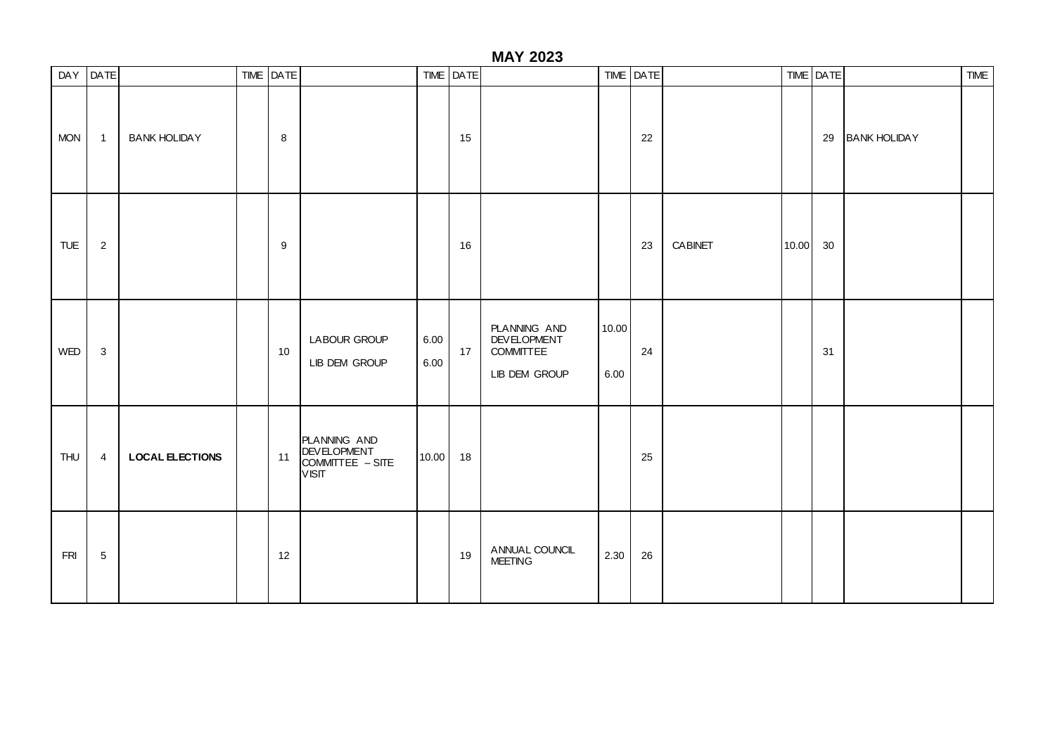## MAY 2023

| DAY | DATE | | TIME | DATE | | TIME | DATE | | TIME | DATE | | TIME | DATE | | TIME |
|---|---|---|---|---|---|---|---|---|---|---|---|---|---|---|---|
| MON | 1 | BANK HOLIDAY | | 8 | | | 15 | | | 22 | | | 29 | BANK HOLIDAY | |
| TUE | 2 | | | 9 | | | 16 | | | 23 | CABINET | 10.00 | 30 | | |
| WED | 3 | | | 10 | LABOUR GROUP<br>LIB DEM GROUP | 6.00<br>6.00 | 17 | PLANNING AND DEVELOPMENT COMMITTEE<br>LIB DEM GROUP | 10.00<br>6.00 | 24 | | | 31 | | |
| THU | 4 | **LOCAL ELECTIONS** | | 11 | PLANNING AND DEVELOPMENT COMMITTEE – SITE VISIT | 10.00 | 18 | | | 25 | | | | | |
| FRI | 5 | | | 12 | | | 19 | ANNUAL COUNCIL MEETING | 2.30 | 26 | | | | | |